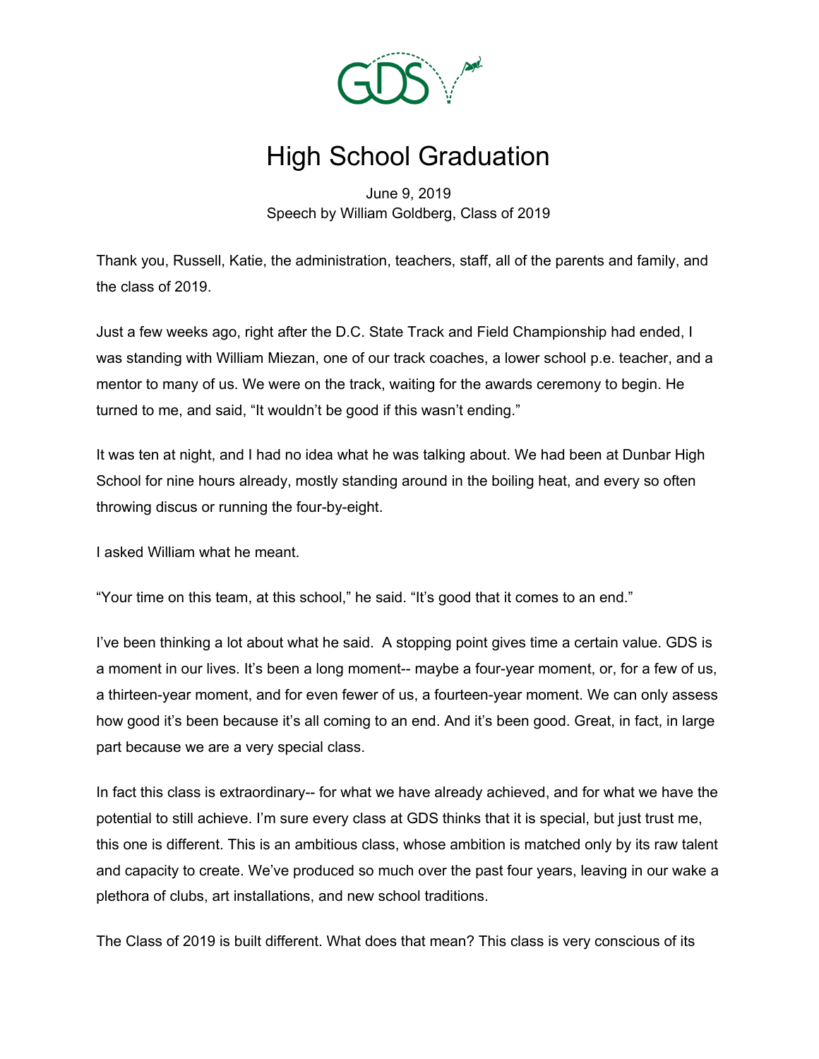# High School Graduation

June 9, 2019
Speech by William Goldberg, Class of 2019

Thank you, Russell, Katie, the administration, teachers, staff, all of the parents and family, and the class of 2019.

Just a few weeks ago, right after the D.C. State Track and Field Championship had ended, I was standing with William Miezan, one of our track coaches, a lower school p.e. teacher, and a mentor to many of us. We were on the track, waiting for the awards ceremony to begin. He turned to me, and said, "It wouldn't be good if this wasn't ending."

It was ten at night, and I had no idea what he was talking about. We had been at Dunbar High School for nine hours already, mostly standing around in the boiling heat, and every so often throwing discus or running the four-by-eight.

I asked William what he meant.

"Your time on this team, at this school," he said. "It's good that it comes to an end."

I've been thinking a lot about what he said. A stopping point gives time a certain value. GDS is a moment in our lives. It's been a long moment-- maybe a four-year moment, or, for a few of us, a thirteen-year moment, and for even fewer of us, a fourteen-year moment. We can only assess how good it's been because it's all coming to an end. And it's been good. Great, in fact, in large part because we are a very special class.

In fact this class is extraordinary-- for what we have already achieved, and for what we have the potential to still achieve. I'm sure every class at GDS thinks that it is special, but just trust me, this one is different. This is an ambitious class, whose ambition is matched only by its raw talent and capacity to create. We've produced so much over the past four years, leaving in our wake a plethora of clubs, art installations, and new school traditions.

The Class of 2019 is built different. What does that mean? This class is very conscious of its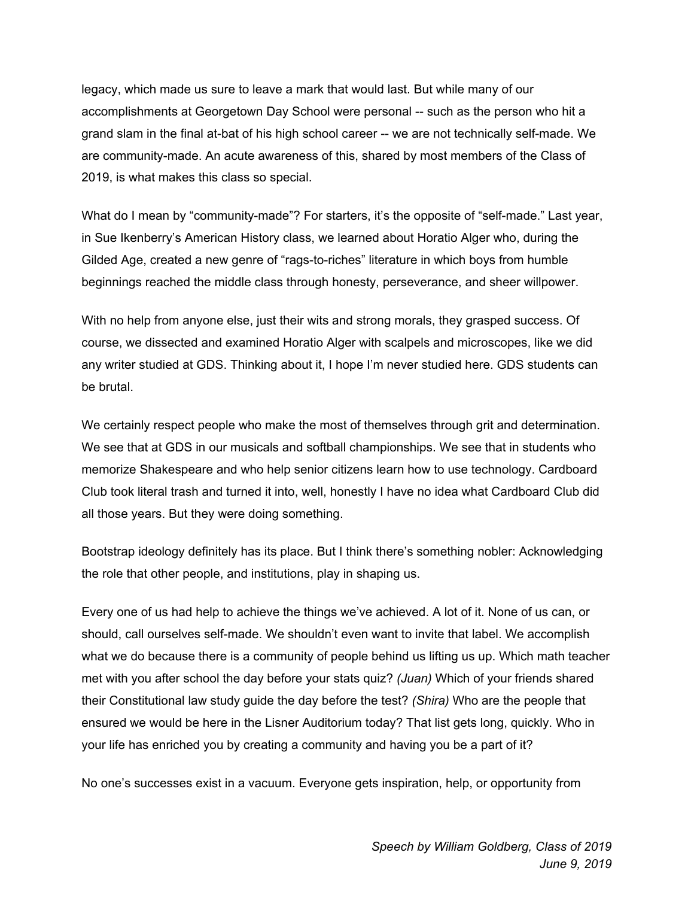legacy, which made us sure to leave a mark that would last. But while many of our accomplishments at Georgetown Day School were personal -- such as the person who hit a grand slam in the final at-bat of his high school career -- we are not technically self-made. We are community-made. An acute awareness of this, shared by most members of the Class of 2019, is what makes this class so special.

What do I mean by "community-made"? For starters, it's the opposite of "self-made." Last year, in Sue Ikenberry's American History class, we learned about Horatio Alger who, during the Gilded Age, created a new genre of "rags-to-riches" literature in which boys from humble beginnings reached the middle class through honesty, perseverance, and sheer willpower.

With no help from anyone else, just their wits and strong morals, they grasped success. Of course, we dissected and examined Horatio Alger with scalpels and microscopes, like we did any writer studied at GDS. Thinking about it, I hope I'm never studied here. GDS students can be brutal.

We certainly respect people who make the most of themselves through grit and determination. We see that at GDS in our musicals and softball championships. We see that in students who memorize Shakespeare and who help senior citizens learn how to use technology. Cardboard Club took literal trash and turned it into, well, honestly I have no idea what Cardboard Club did all those years. But they were doing something.

Bootstrap ideology definitely has its place. But I think there's something nobler: Acknowledging the role that other people, and institutions, play in shaping us.

Every one of us had help to achieve the things we've achieved. A lot of it. None of us can, or should, call ourselves self-made. We shouldn't even want to invite that label. We accomplish what we do because there is a community of people behind us lifting us up. Which math teacher met with you after school the day before your stats quiz? *(Juan)* Which of your friends shared their Constitutional law study guide the day before the test? *(Shira)* Who are the people that ensured we would be here in the Lisner Auditorium today? That list gets long, quickly. Who in your life has enriched you by creating a community and having you be a part of it?

No one's successes exist in a vacuum. Everyone gets inspiration, help, or opportunity from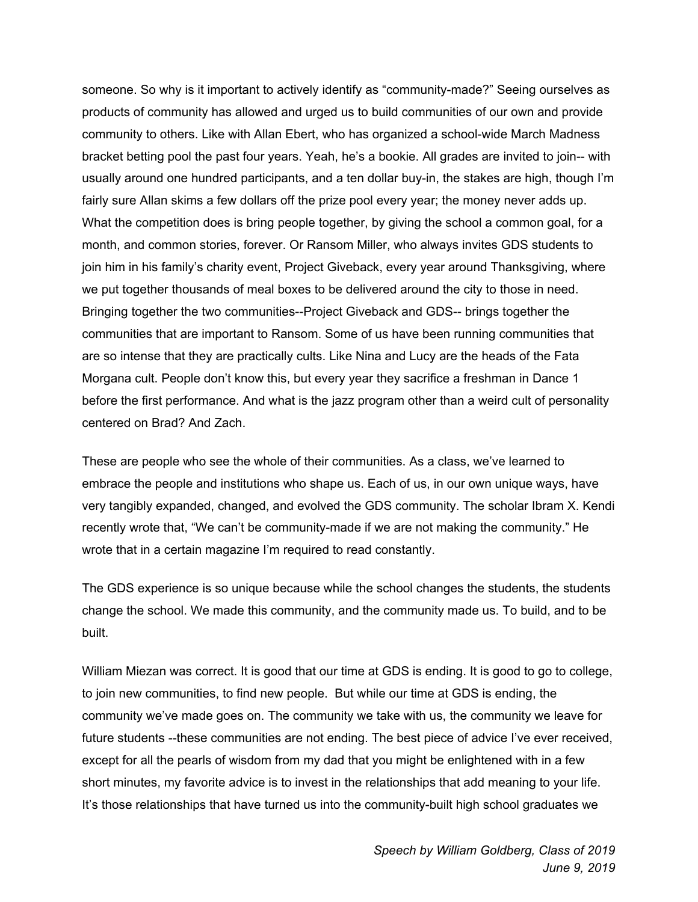someone. So why is it important to actively identify as "community-made?" Seeing ourselves as products of community has allowed and urged us to build communities of our own and provide community to others. Like with Allan Ebert, who has organized a school-wide March Madness bracket betting pool the past four years. Yeah, he's a bookie. All grades are invited to join-- with usually around one hundred participants, and a ten dollar buy-in, the stakes are high, though I'm fairly sure Allan skims a few dollars off the prize pool every year; the money never adds up. What the competition does is bring people together, by giving the school a common goal, for a month, and common stories, forever. Or Ransom Miller, who always invites GDS students to join him in his family's charity event, Project Giveback, every year around Thanksgiving, where we put together thousands of meal boxes to be delivered around the city to those in need. Bringing together the two communities--Project Giveback and GDS-- brings together the communities that are important to Ransom. Some of us have been running communities that are so intense that they are practically cults. Like Nina and Lucy are the heads of the Fata Morgana cult. People don't know this, but every year they sacrifice a freshman in Dance 1 before the first performance. And what is the jazz program other than a weird cult of personality centered on Brad? And Zach.

These are people who see the whole of their communities. As a class, we've learned to embrace the people and institutions who shape us. Each of us, in our own unique ways, have very tangibly expanded, changed, and evolved the GDS community. The scholar Ibram X. Kendi recently wrote that, "We can't be community-made if we are not making the community." He wrote that in a certain magazine I'm required to read constantly.

The GDS experience is so unique because while the school changes the students, the students change the school. We made this community, and the community made us. To build, and to be built.

William Miezan was correct. It is good that our time at GDS is ending. It is good to go to college, to join new communities, to find new people. But while our time at GDS is ending, the community we've made goes on. The community we take with us, the community we leave for future students --these communities are not ending. The best piece of advice I've ever received, except for all the pearls of wisdom from my dad that you might be enlightened with in a few short minutes, my favorite advice is to invest in the relationships that add meaning to your life. It's those relationships that have turned us into the community-built high school graduates we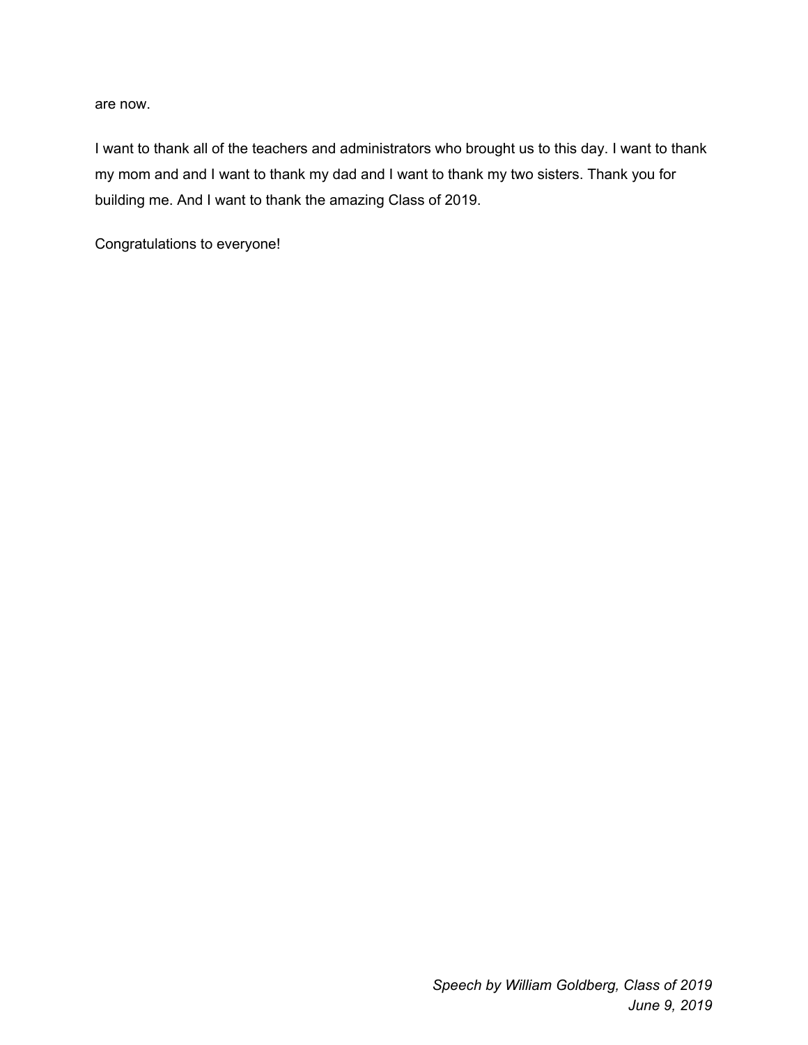are now.

I want to thank all of the teachers and administrators who brought us to this day. I want to thank my mom and and I want to thank my dad and I want to thank my two sisters. Thank you for building me. And I want to thank the amazing Class of 2019.

Congratulations to everyone!

*Speech by William Goldberg, Class of 2019*
*June 9, 2019*